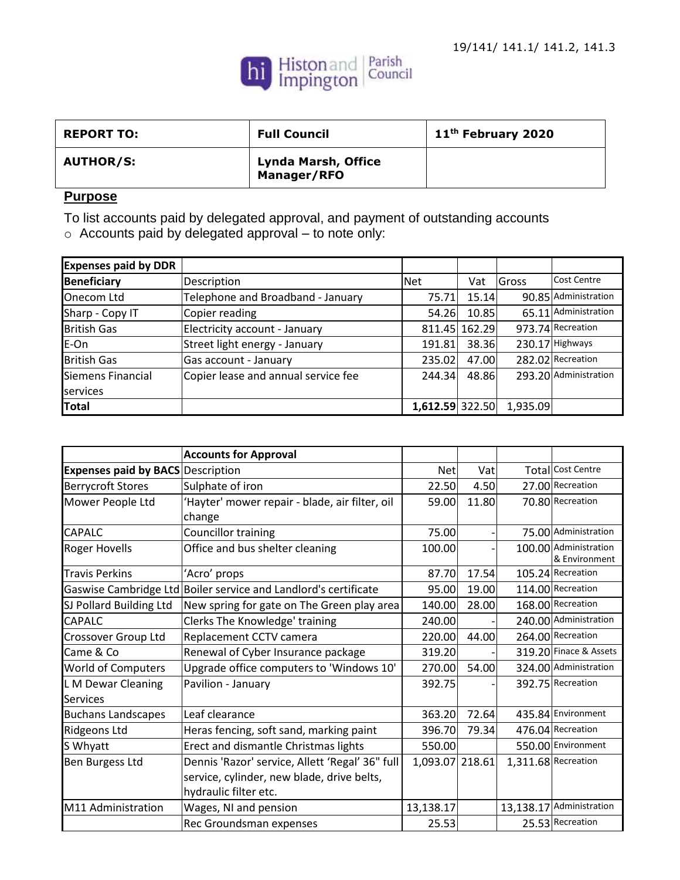19/141/ 141.1/ 141.2, 141.3

Histon and Impington Parish Council

| REPORT TO: | Full Council | 11th February 2020 |
|---|---|---|
| AUTHOR/S: | Lynda Marsh, Office Manager/RFO | |

## Purpose

To list accounts paid by delegated approval, and payment of outstanding accounts

- Accounts paid by delegated approval – to note only:

| Expenses paid by DDR | | | | | |
|---|---|---|---|---|---|
| Beneficiary | Description | Net | Vat | Gross | Cost Centre |
| Onecom Ltd | Telephone and Broadband - January | 75.71 | 15.14 | 90.85 | Administration |
| Sharp - Copy IT | Copier reading | 54.26 | 10.85 | 65.11 | Administration |
| British Gas | Electricity account - January | 811.45 | 162.29 | 973.74 | Recreation |
| E-On | Street light energy - January | 191.81 | 38.36 | 230.17 | Highways |
| British Gas | Gas account - January | 235.02 | 47.00 | 282.02 | Recreation |
| Siemens Financial services | Copier lease and annual service fee | 244.34 | 48.86 | 293.20 | Administration |
| Total | | 1,612.59 | 322.50 | 1,935.09 | |

| | Accounts for Approval | | | | |
|---|---|---|---|---|---|
| Expenses paid by BACS | Description | Net | Vat | Total | Cost Centre |
| Berrycroft Stores | Sulphate of iron | 22.50 | 4.50 | 27.00 | Recreation |
| Mower People Ltd | 'Hayter' mower repair - blade, air filter, oil change | 59.00 | 11.80 | 70.80 | Recreation |
| CAPALC | Councillor training | 75.00 | - | 75.00 | Administration |
| Roger Hovells | Office and bus shelter cleaning | 100.00 | - | 100.00 | Administration & Environment |
| Travis Perkins | 'Acro' props | 87.70 | 17.54 | 105.24 | Recreation |
| Gaswise Cambridge Ltd | Boiler service and Landlord's certificate | 95.00 | 19.00 | 114.00 | Recreation |
| SJ Pollard Building Ltd | New spring for gate on The Green play area | 140.00 | 28.00 | 168.00 | Recreation |
| CAPALC | Clerks The Knowledge' training | 240.00 | - | 240.00 | Administration |
| Crossover Group Ltd | Replacement CCTV camera | 220.00 | 44.00 | 264.00 | Recreation |
| Came & Co | Renewal of Cyber Insurance package | 319.20 | - | 319.20 | Finace & Assets |
| World of Computers | Upgrade office computers to 'Windows 10' | 270.00 | 54.00 | 324.00 | Administration |
| L M Dewar Cleaning Services | Pavilion - January | 392.75 | - | 392.75 | Recreation |
| Buchans Landscapes | Leaf clearance | 363.20 | 72.64 | 435.84 | Environment |
| Ridgeons Ltd | Heras fencing, soft sand, marking paint | 396.70 | 79.34 | 476.04 | Recreation |
| S Whyatt | Erect and dismantle Christmas lights | 550.00 | | 550.00 | Environment |
| Ben Burgess Ltd | Dennis 'Razor' service, Allett 'Regal' 36" full service, cylinder, new blade, drive belts, hydraulic filter etc. | 1,093.07 | 218.61 | 1,311.68 | Recreation |
| M11 Administration | Wages, NI and pension | 13,138.17 | | 13,138.17 | Administration |
| | Rec Groundsman expenses | 25.53 | | 25.53 | Recreation |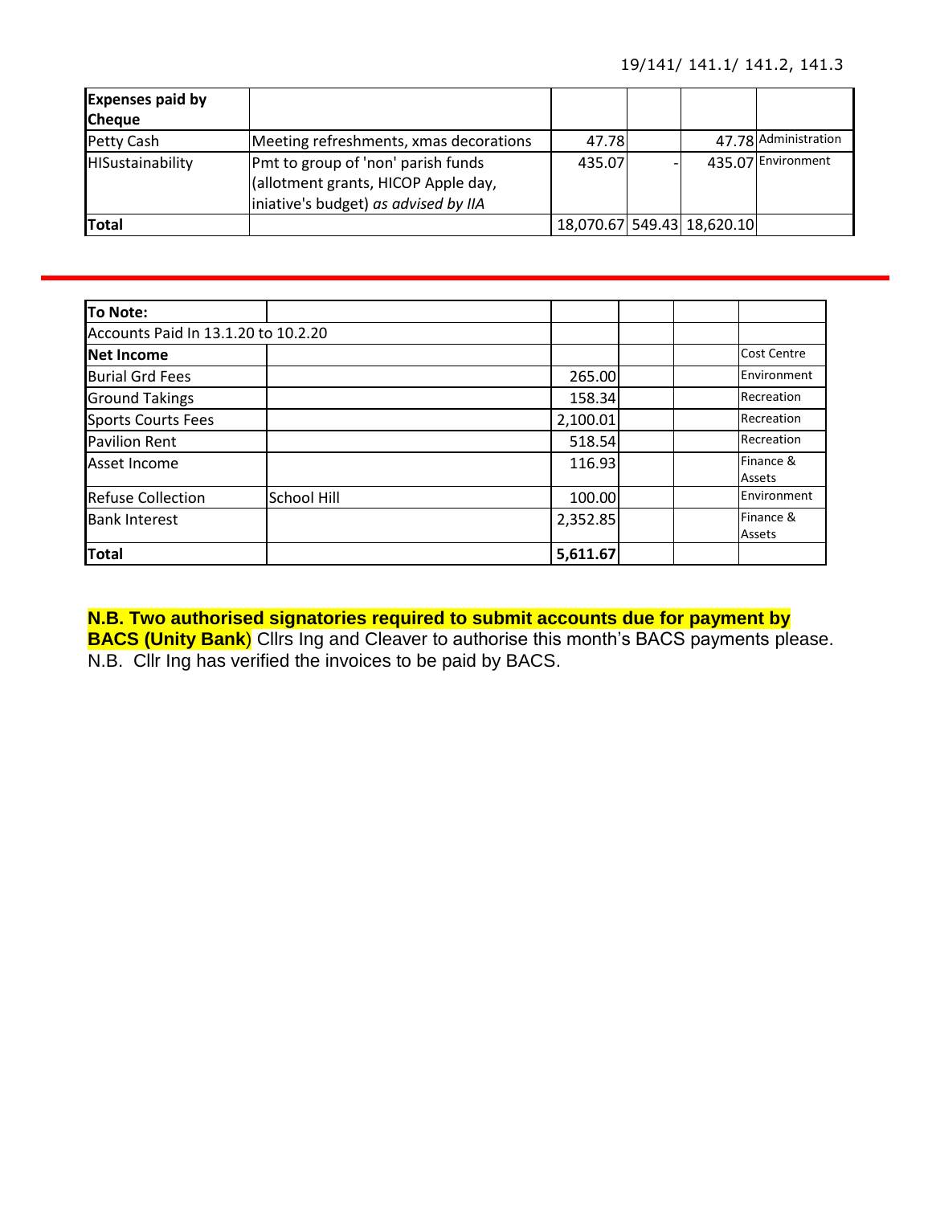19/141/ 141.1/ 141.2, 141.3

| **Expenses paid by Cheque** | | | | | |
|---|---|---|---|---|---|
| Petty Cash | Meeting refreshments, xmas decorations | 47.78 | | 47.78 | Administration |
| HISustainability | Pmt to group of 'non' parish funds (allotment grants, HICOP Apple day, iniative's budget) *as advised by IIA* | 435.07 | - | 435.07 | Environment |
| **Total** | | 18,070.67 | 549.43 | 18,620.10 | |

| **To Note:** | | | | | |
|---|---|---|---|---|---|
| Accounts Paid In 13.1.20 to 10.2.20 | | | | | |
| **Net Income** | | | | | Cost Centre |
| Burial Grd Fees | | 265.00 | | | Environment |
| Ground Takings | | 158.34 | | | Recreation |
| Sports Courts Fees | | 2,100.01 | | | Recreation |
| Pavilion Rent | | 518.54 | | | Recreation |
| Asset Income | | 116.93 | | | Finance & Assets |
| Refuse Collection | School Hill | 100.00 | | | Environment |
| Bank Interest | | 2,352.85 | | | Finance & Assets |
| **Total** | | **5,611.67** | | | |

**N.B. Two authorised signatories required to submit accounts due for payment by BACS (Unity Bank**) Cllrs Ing and Cleaver to authorise this month's BACS payments please.
N.B. Cllr Ing has verified the invoices to be paid by BACS.